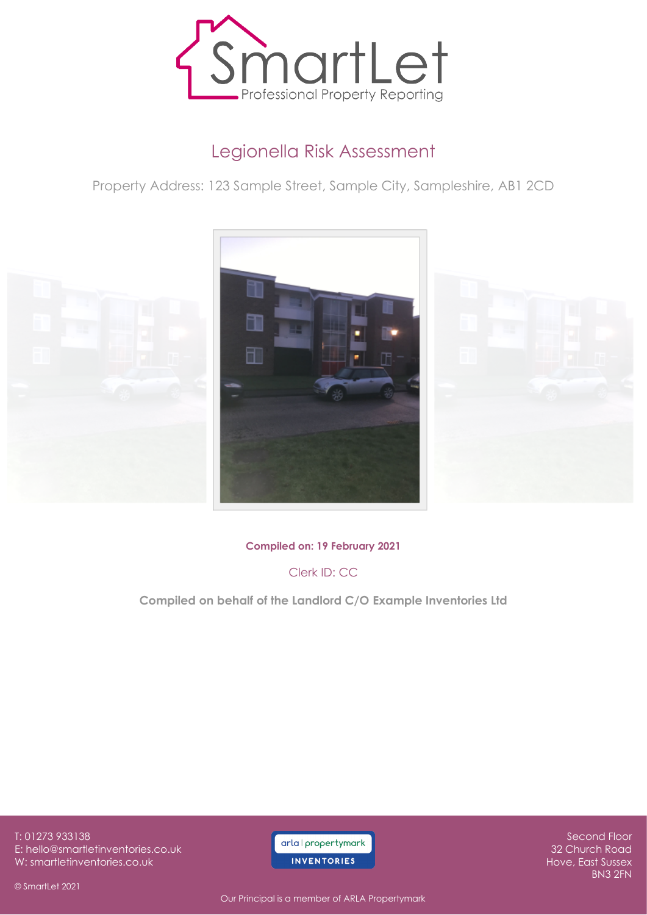SmartLet

Professional Property Reporting

# Legionella Risk Assessment

Property Address: 123 Sample Street, Sample City, Sampleshire, AB1 2CD

**Compiled on: 19 February 2021**

Clerk ID: CC

**Compiled on behalf of the Landlord C/O Example Inventories Ltd**

T: 01273 933138
E: hello@smartletinventories.co.uk
W: smartletinventories.co.uk

arla | propertymark
INVENTORIES

Second Floor
32 Church Road
Hove, East Sussex
BN3 2FN

© SmartLet 2021

Our Principal is a member of ARLA Propertymark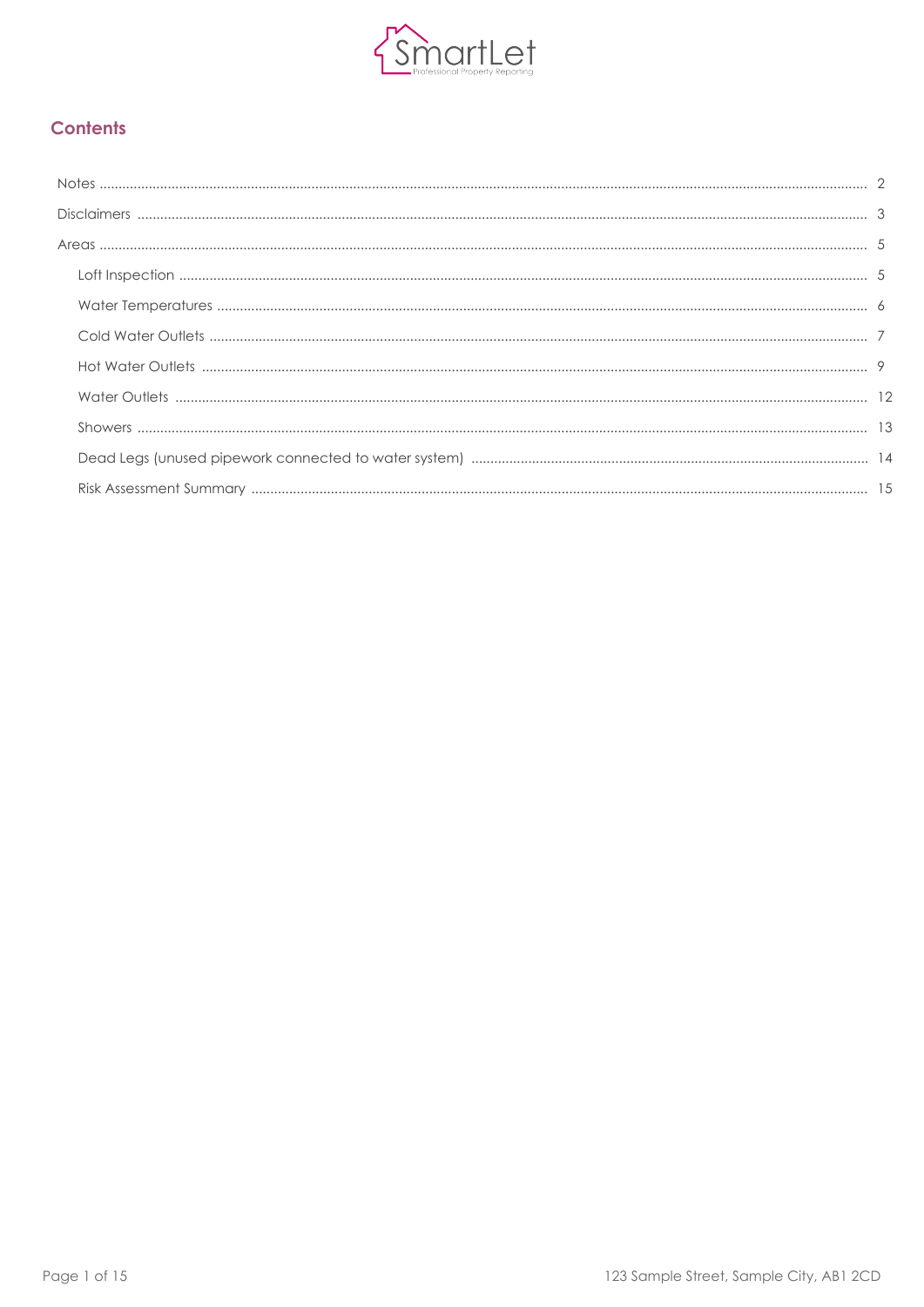## Contents

- Notes ..... 2
- Disclaimers ..... 3
- Areas ..... 5
  - Loft Inspection ..... 5
  - Water Temperatures ..... 6
  - Cold Water Outlets ..... 7
  - Hot Water Outlets ..... 9
  - Water Outlets ..... 12
  - Showers ..... 13
  - Dead Legs (unused pipework connected to water system) ..... 14
  - Risk Assessment Summary ..... 15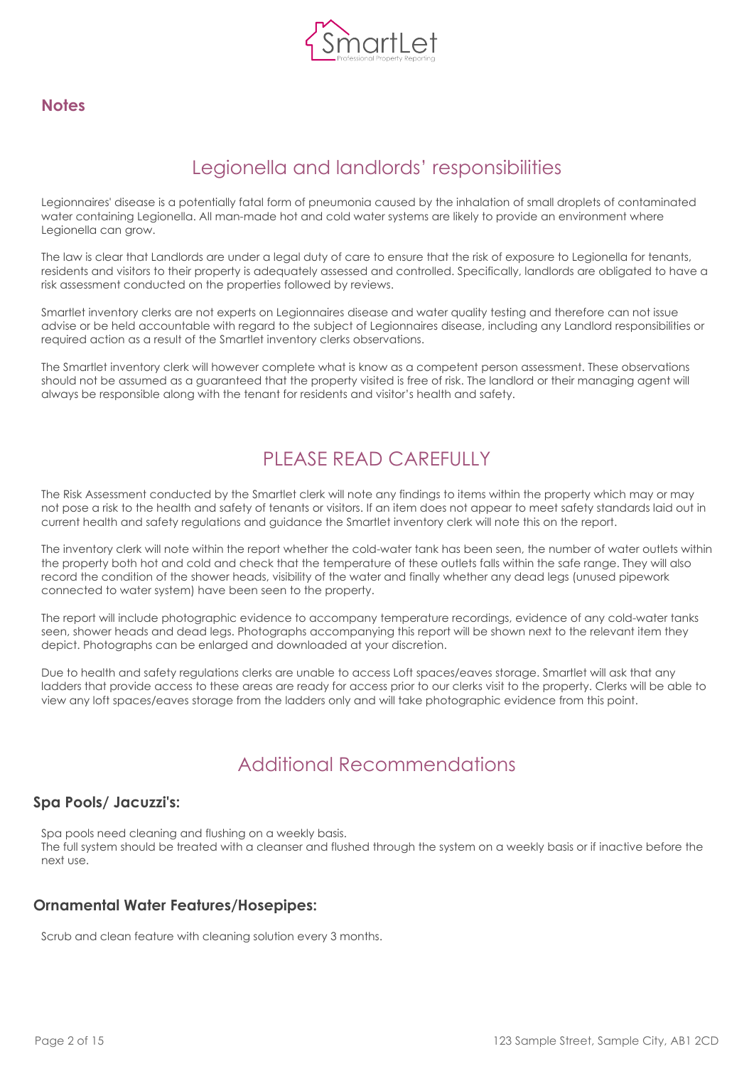## Notes

# Legionella and landlords' responsibilities

Legionnaires' disease is a potentially fatal form of pneumonia caused by the inhalation of small droplets of contaminated water containing Legionella. All man-made hot and cold water systems are likely to provide an environment where Legionella can grow.

The law is clear that Landlords are under a legal duty of care to ensure that the risk of exposure to Legionella for tenants, residents and visitors to their property is adequately assessed and controlled. Specifically, landlords are obligated to have a risk assessment conducted on the properties followed by reviews.

Smartlet inventory clerks are not experts on Legionnaires disease and water quality testing and therefore can not issue advise or be held accountable with regard to the subject of Legionnaires disease, including any Landlord responsibilities or required action as a result of the Smartlet inventory clerks observations.

The Smartlet inventory clerk will however complete what is know as a competent person assessment. These observations should not be assumed as a guaranteed that the property visited is free of risk. The landlord or their managing agent will always be responsible along with the tenant for residents and visitor's health and safety.

# PLEASE READ CAREFULLY

The Risk Assessment conducted by the Smartlet clerk will note any findings to items within the property which may or may not pose a risk to the health and safety of tenants or visitors. If an item does not appear to meet safety standards laid out in current health and safety regulations and guidance the Smartlet inventory clerk will note this on the report.

The inventory clerk will note within the report whether the cold-water tank has been seen, the number of water outlets within the property both hot and cold and check that the temperature of these outlets falls within the safe range. They will also record the condition of the shower heads, visibility of the water and finally whether any dead legs (unused pipework connected to water system) have been seen to the property.

The report will include photographic evidence to accompany temperature recordings, evidence of any cold-water tanks seen, shower heads and dead legs. Photographs accompanying this report will be shown next to the relevant item they depict. Photographs can be enlarged and downloaded at your discretion.

Due to health and safety regulations clerks are unable to access Loft spaces/eaves storage. Smartlet will ask that any ladders that provide access to these areas are ready for access prior to our clerks visit to the property. Clerks will be able to view any loft spaces/eaves storage from the ladders only and will take photographic evidence from this point.

# Additional Recommendations

### Spa Pools/ Jacuzzi's:

Spa pools need cleaning and flushing on a weekly basis.
The full system should be treated with a cleanser and flushed through the system on a weekly basis or if inactive before the next use.

### Ornamental Water Features/Hosepipes:

Scrub and clean feature with cleaning solution every 3 months.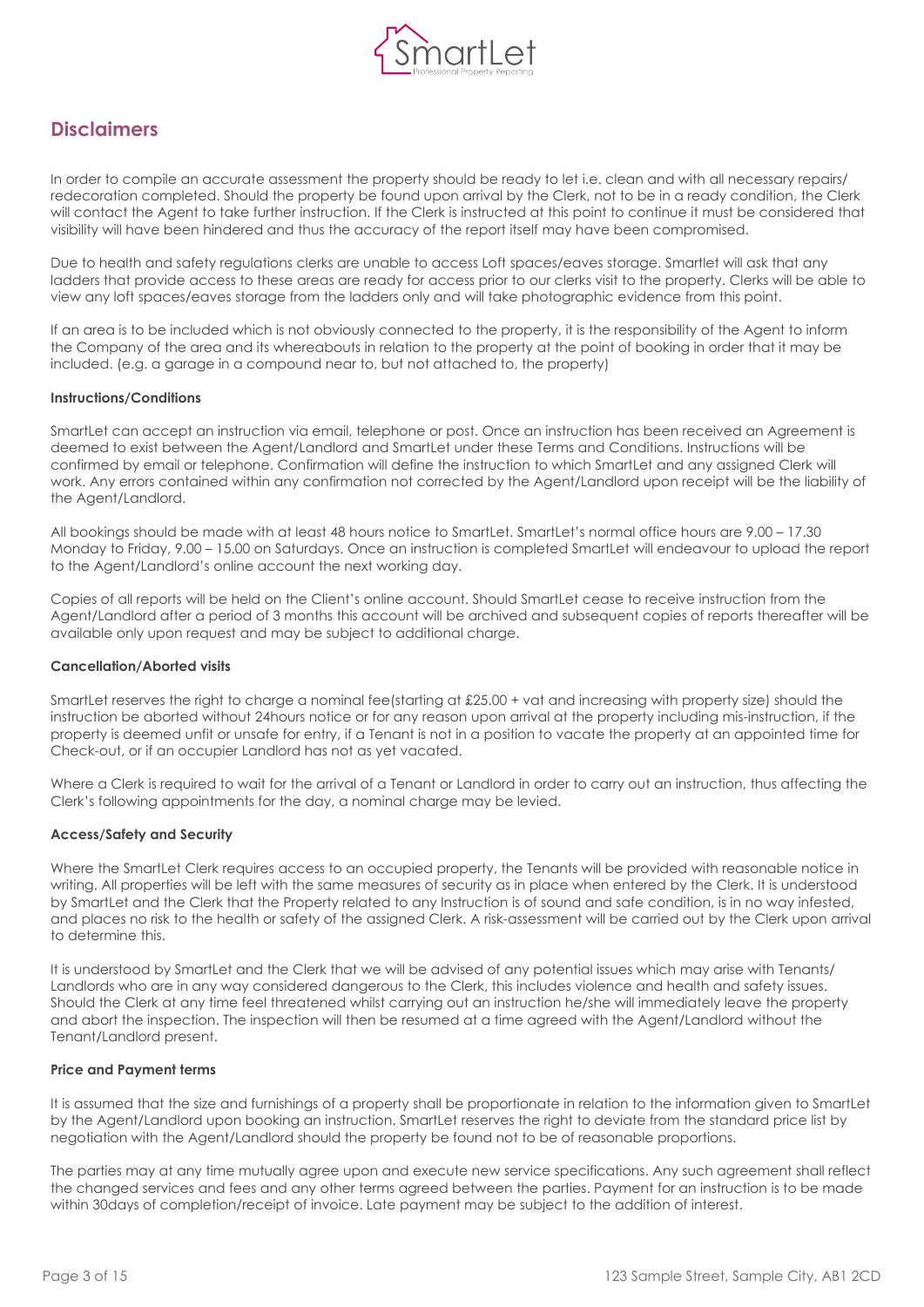## Disclaimers

In order to compile an accurate assessment the property should be ready to let i.e. clean and with all necessary repairs/ redecoration completed. Should the property be found upon arrival by the Clerk, not to be in a ready condition, the Clerk will contact the Agent to take further instruction. If the Clerk is instructed at this point to continue it must be considered that visibility will have been hindered and thus the accuracy of the report itself may have been compromised.

Due to health and safety regulations clerks are unable to access Loft spaces/eaves storage. Smartlet will ask that any ladders that provide access to these areas are ready for access prior to our clerks visit to the property. Clerks will be able to view any loft spaces/eaves storage from the ladders only and will take photographic evidence from this point.

If an area is to be included which is not obviously connected to the property, it is the responsibility of the Agent to inform the Company of the area and its whereabouts in relation to the property at the point of booking in order that it may be included. (e.g. a garage in a compound near to, but not attached to, the property)

**Instructions/Conditions**

SmartLet can accept an instruction via email, telephone or post. Once an instruction has been received an Agreement is deemed to exist between the Agent/Landlord and SmartLet under these Terms and Conditions. Instructions will be confirmed by email or telephone. Confirmation will define the instruction to which SmartLet and any assigned Clerk will work. Any errors contained within any confirmation not corrected by the Agent/Landlord upon receipt will be the liability of the Agent/Landlord.

All bookings should be made with at least 48 hours notice to SmartLet. SmartLet's normal office hours are 9.00 – 17.30 Monday to Friday, 9.00 – 15.00 on Saturdays. Once an instruction is completed SmartLet will endeavour to upload the report to the Agent/Landlord's online account the next working day.

Copies of all reports will be held on the Client's online account. Should SmartLet cease to receive instruction from the Agent/Landlord after a period of 3 months this account will be archived and subsequent copies of reports thereafter will be available only upon request and may be subject to additional charge.

**Cancellation/Aborted visits**

SmartLet reserves the right to charge a nominal fee(starting at £25.00 + vat and increasing with property size) should the instruction be aborted without 24hours notice or for any reason upon arrival at the property including mis-instruction, if the property is deemed unfit or unsafe for entry, if a Tenant is not in a position to vacate the property at an appointed time for Check-out, or if an occupier Landlord has not as yet vacated.

Where a Clerk is required to wait for the arrival of a Tenant or Landlord in order to carry out an instruction, thus affecting the Clerk's following appointments for the day, a nominal charge may be levied.

**Access/Safety and Security**

Where the SmartLet Clerk requires access to an occupied property, the Tenants will be provided with reasonable notice in writing. All properties will be left with the same measures of security as in place when entered by the Clerk. It is understood by SmartLet and the Clerk that the Property related to any Instruction is of sound and safe condition, is in no way infested, and places no risk to the health or safety of the assigned Clerk. A risk-assessment will be carried out by the Clerk upon arrival to determine this.

It is understood by SmartLet and the Clerk that we will be advised of any potential issues which may arise with Tenants/ Landlords who are in any way considered dangerous to the Clerk, this includes violence and health and safety issues. Should the Clerk at any time feel threatened whilst carrying out an instruction he/she will immediately leave the property and abort the inspection. The inspection will then be resumed at a time agreed with the Agent/Landlord without the Tenant/Landlord present.

**Price and Payment terms**

It is assumed that the size and furnishings of a property shall be proportionate in relation to the information given to SmartLet by the Agent/Landlord upon booking an instruction. SmartLet reserves the right to deviate from the standard price list by negotiation with the Agent/Landlord should the property be found not to be of reasonable proportions.

The parties may at any time mutually agree upon and execute new service specifications. Any such agreement shall reflect the changed services and fees and any other terms agreed between the parties. Payment for an instruction is to be made within 30days of completion/receipt of invoice. Late payment may be subject to the addition of interest.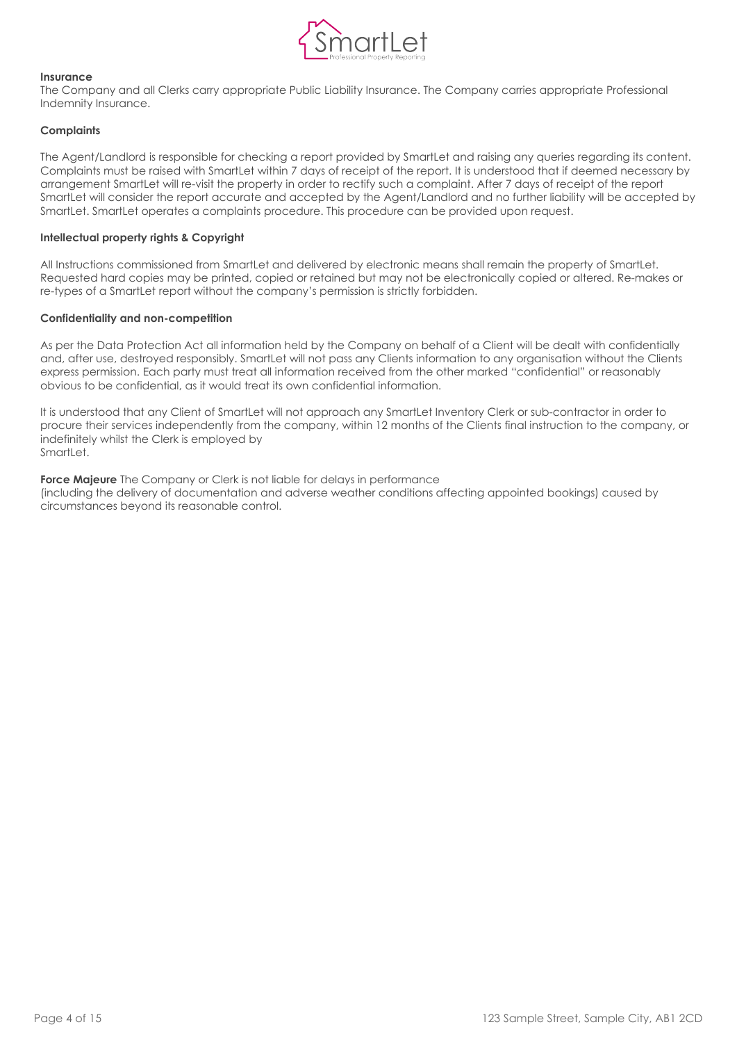**Insurance**
The Company and all Clerks carry appropriate Public Liability Insurance. The Company carries appropriate Professional Indemnity Insurance.

**Complaints**

The Agent/Landlord is responsible for checking a report provided by SmartLet and raising any queries regarding its content. Complaints must be raised with SmartLet within 7 days of receipt of the report. It is understood that if deemed necessary by arrangement SmartLet will re-visit the property in order to rectify such a complaint. After 7 days of receipt of the report SmartLet will consider the report accurate and accepted by the Agent/Landlord and no further liability will be accepted by SmartLet. SmartLet operates a complaints procedure. This procedure can be provided upon request.

**Intellectual property rights & Copyright**

All Instructions commissioned from SmartLet and delivered by electronic means shall remain the property of SmartLet. Requested hard copies may be printed, copied or retained but may not be electronically copied or altered. Re-makes or re-types of a SmartLet report without the company's permission is strictly forbidden.

**Confidentiality and non-competition**

As per the Data Protection Act all information held by the Company on behalf of a Client will be dealt with confidentially and, after use, destroyed responsibly. SmartLet will not pass any Clients information to any organisation without the Clients express permission. Each party must treat all information received from the other marked "confidential" or reasonably obvious to be confidential, as it would treat its own confidential information.

It is understood that any Client of SmartLet will not approach any SmartLet Inventory Clerk or sub-contractor in order to procure their services independently from the company, within 12 months of the Clients final instruction to the company, or indefinitely whilst the Clerk is employed by SmartLet.

**Force Majeure** The Company or Clerk is not liable for delays in performance (including the delivery of documentation and adverse weather conditions affecting appointed bookings) caused by circumstances beyond its reasonable control.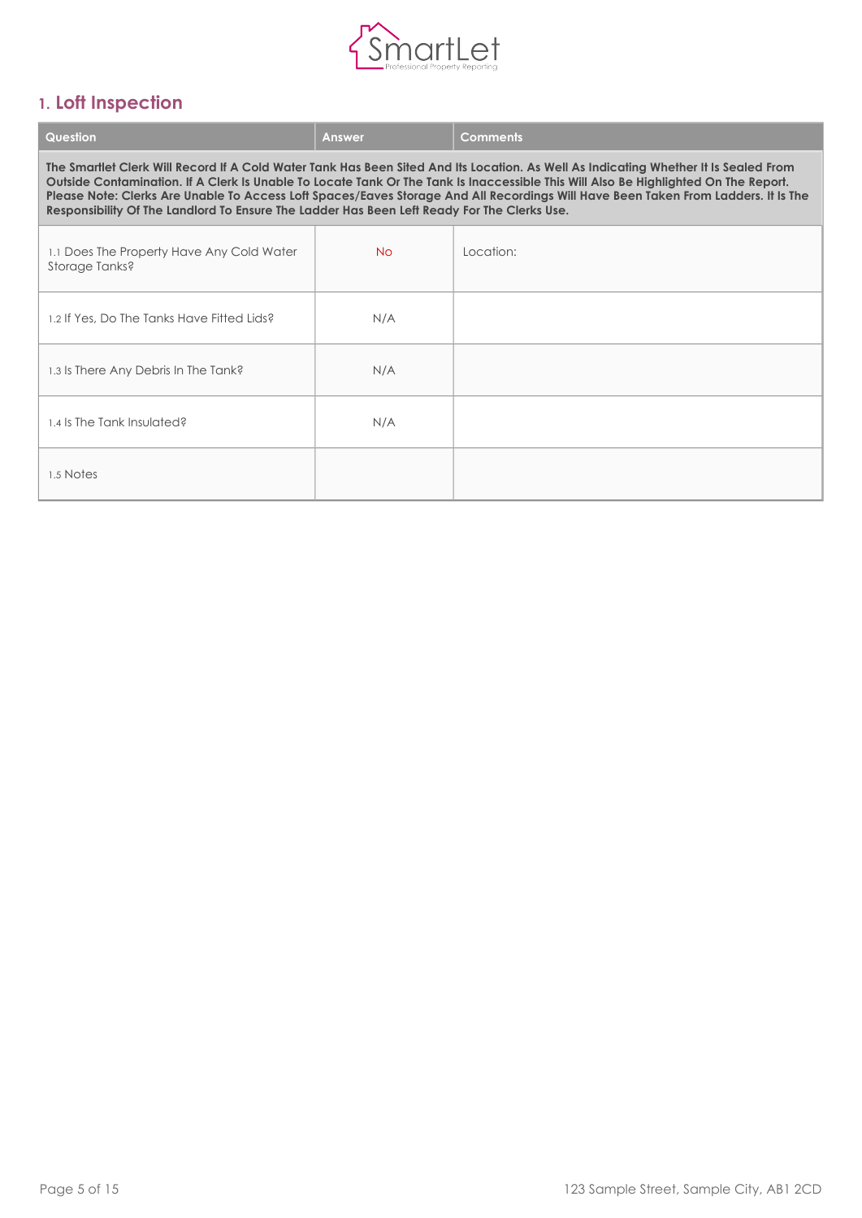## 1. Loft Inspection

| Question | Answer | Comments |
|---|---|---|
| **The Smartlet Clerk Will Record If A Cold Water Tank Has Been Sited And Its Location. As Well As Indicating Whether It Is Sealed From Outside Contamination. If A Clerk Is Unable To Locate Tank Or The Tank Is Inaccessible This Will Also Be Highlighted On The Report. Please Note: Clerks Are Unable To Access Loft Spaces/Eaves Storage And All Recordings Will Have Been Taken From Ladders. It Is The Responsibility Of The Landlord To Ensure The Ladder Has Been Left Ready For The Clerks Use.** | | |
| 1.1 Does The Property Have Any Cold Water Storage Tanks? | No | Location: |
| 1.2 If Yes, Do The Tanks Have Fitted Lids? | N/A | |
| 1.3 Is There Any Debris In The Tank? | N/A | |
| 1.4 Is The Tank Insulated? | N/A | |
| 1.5 Notes | | |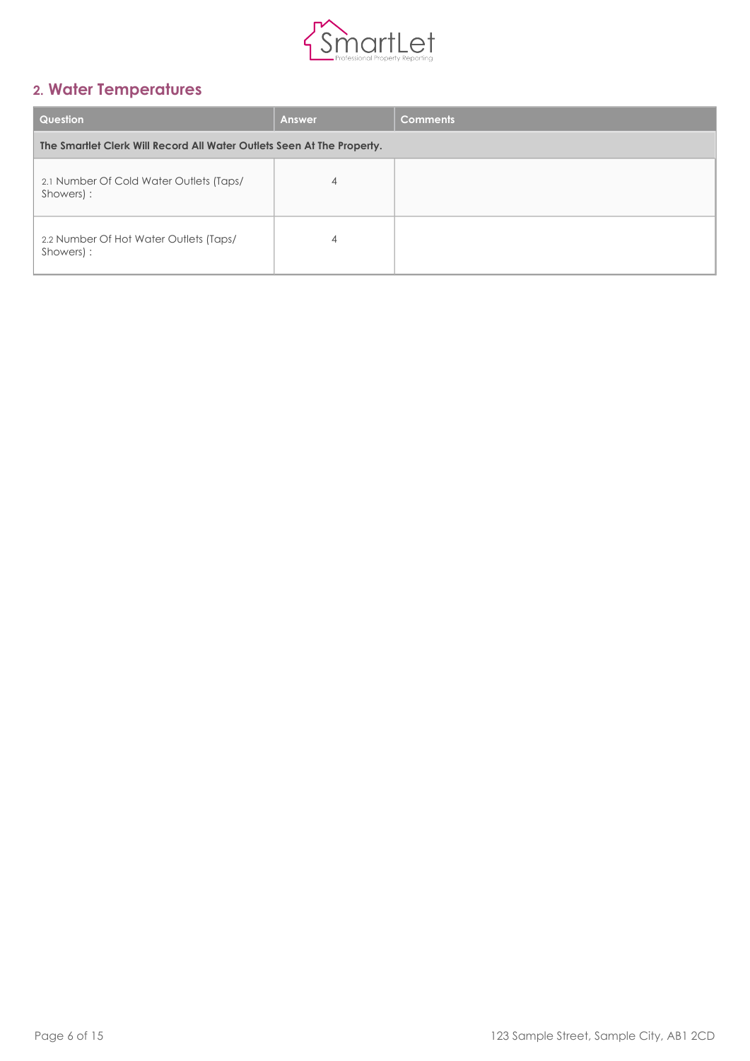## 2. Water Temperatures

| Question | Answer | Comments |
|---|---|---|
| **The Smartlet Clerk Will Record All Water Outlets Seen At The Property.** | | |
| 2.1 Number Of Cold Water Outlets (Taps/ Showers) : | 4 | |
| 2.2 Number Of Hot Water Outlets (Taps/ Showers) : | 4 | |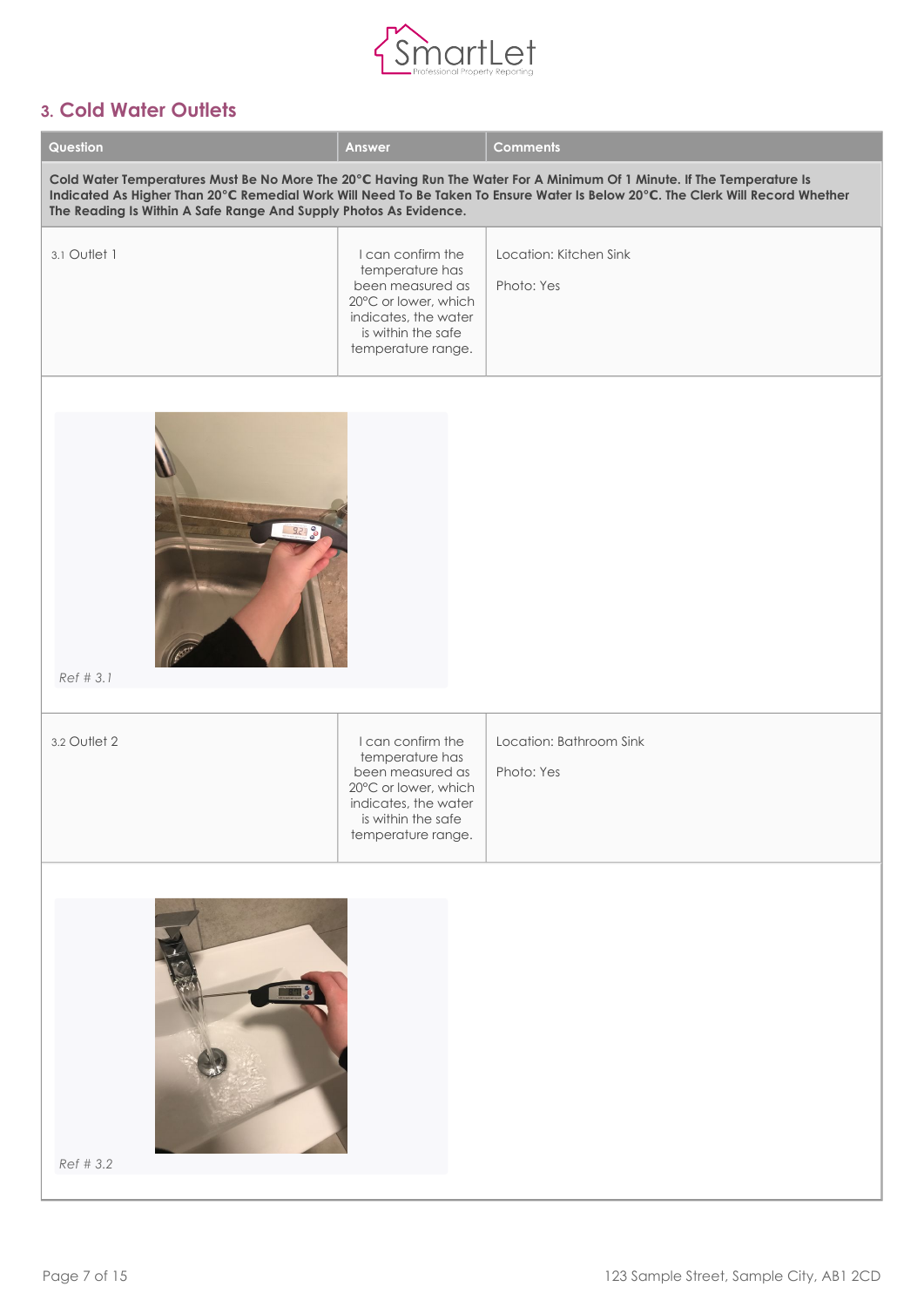## 3. Cold Water Outlets

| Question | Answer | Comments |
| --- | --- | --- |
| **Cold Water Temperatures Must Be No More The 20°C Having Run The Water For A Minimum Of 1 Minute. If The Temperature Is Indicated As Higher Than 20°C Remedial Work Will Need To Be Taken To Ensure Water Is Below 20°C. The Clerk Will Record Whether The Reading Is Within A Safe Range And Supply Photos As Evidence.** | | |
| 3.1 Outlet 1 | I can confirm the temperature has been measured as 20°C or lower, which indicates, the water is within the safe temperature range. | Location: Kitchen Sink<br><br>Photo: Yes |

*Ref # 3.1*

| Question | Answer | Comments |
| --- | --- | --- |
| 3.2 Outlet 2 | I can confirm the temperature has been measured as 20°C or lower, which indicates, the water is within the safe temperature range. | Location: Bathroom Sink<br><br>Photo: Yes |

*Ref # 3.2*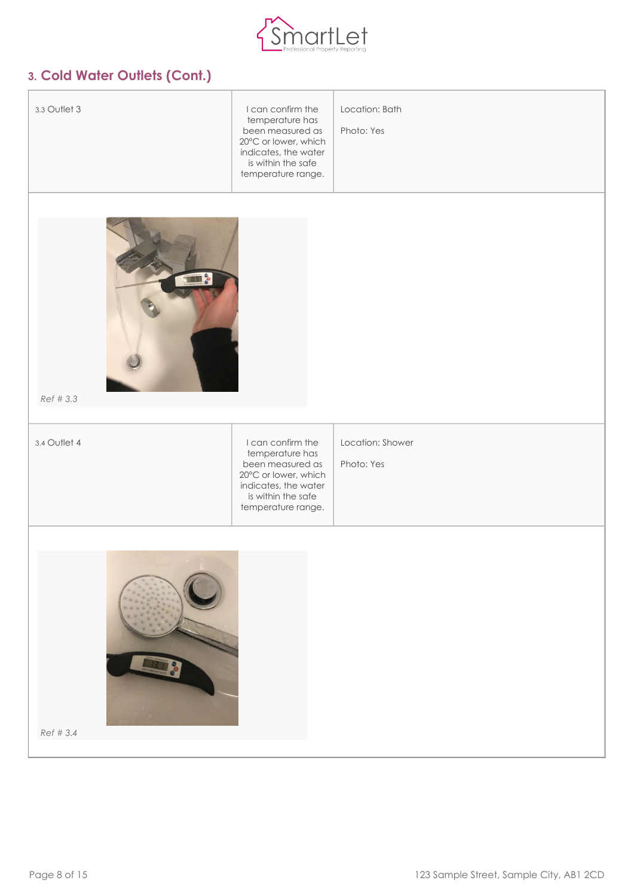## 3. Cold Water Outlets (Cont.)

| 3.3 Outlet 3 | I can confirm the temperature has been measured as 20°C or lower, which indicates, the water is within the safe temperature range. | Location: Bath<br><br>Photo: Yes |
|---|---|---|

*Ref # 3.3*

| 3.4 Outlet 4 | I can confirm the temperature has been measured as 20°C or lower, which indicates, the water is within the safe temperature range. | Location: Shower<br><br>Photo: Yes |
|---|---|---|

*Ref # 3.4*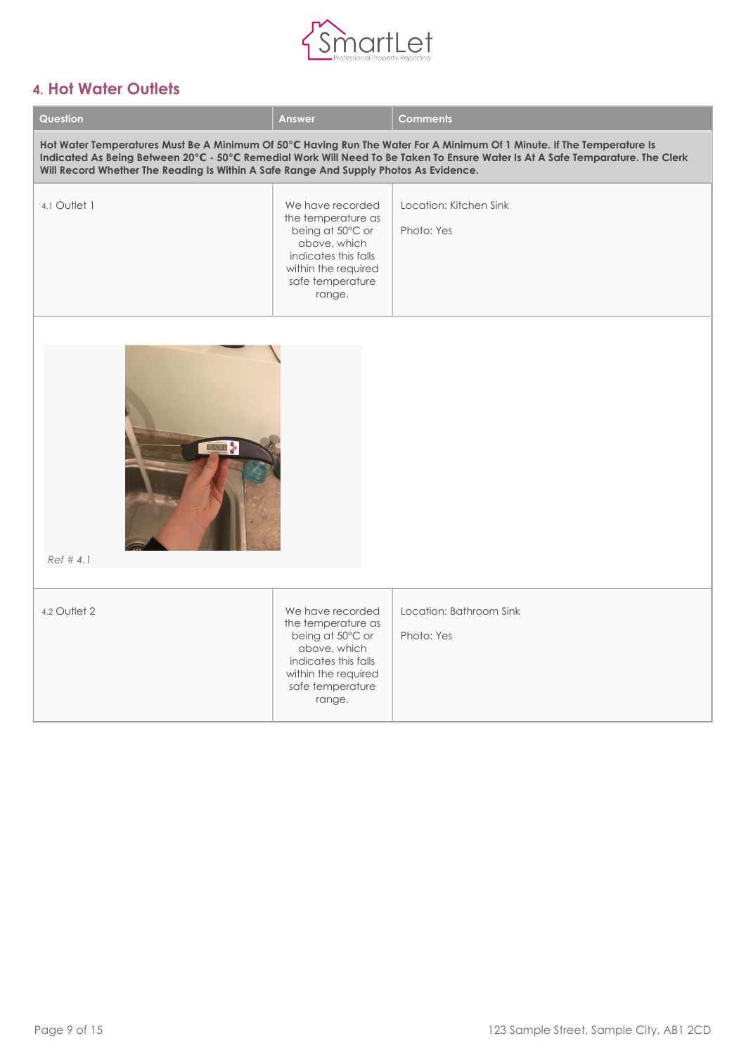## 4. Hot Water Outlets

| Question | Answer | Comments |
| --- | --- | --- |
| **Hot Water Temperatures Must Be A Minimum Of 50°C Having Run The Water For A Minimum Of 1 Minute. If The Temperature Is Indicated As Being Between 20°C - 50°C Remedial Work Will Need To Be Taken To Ensure Water Is At A Safe Temparature. The Clerk Will Record Whether The Reading Is Within A Safe Range And Supply Photos As Evidence.** | | |
| 4.1 Outlet 1 | We have recorded the temperature as being at 50°C or above, which indicates this falls within the required safe temperature range. | Location: Kitchen Sink<br><br>Photo: Yes |

*Ref # 4.1*

| Question | Answer | Comments |
| --- | --- | --- |
| 4.2 Outlet 2 | We have recorded the temperature as being at 50°C or above, which indicates this falls within the required safe temperature range. | Location: Bathroom Sink<br><br>Photo: Yes |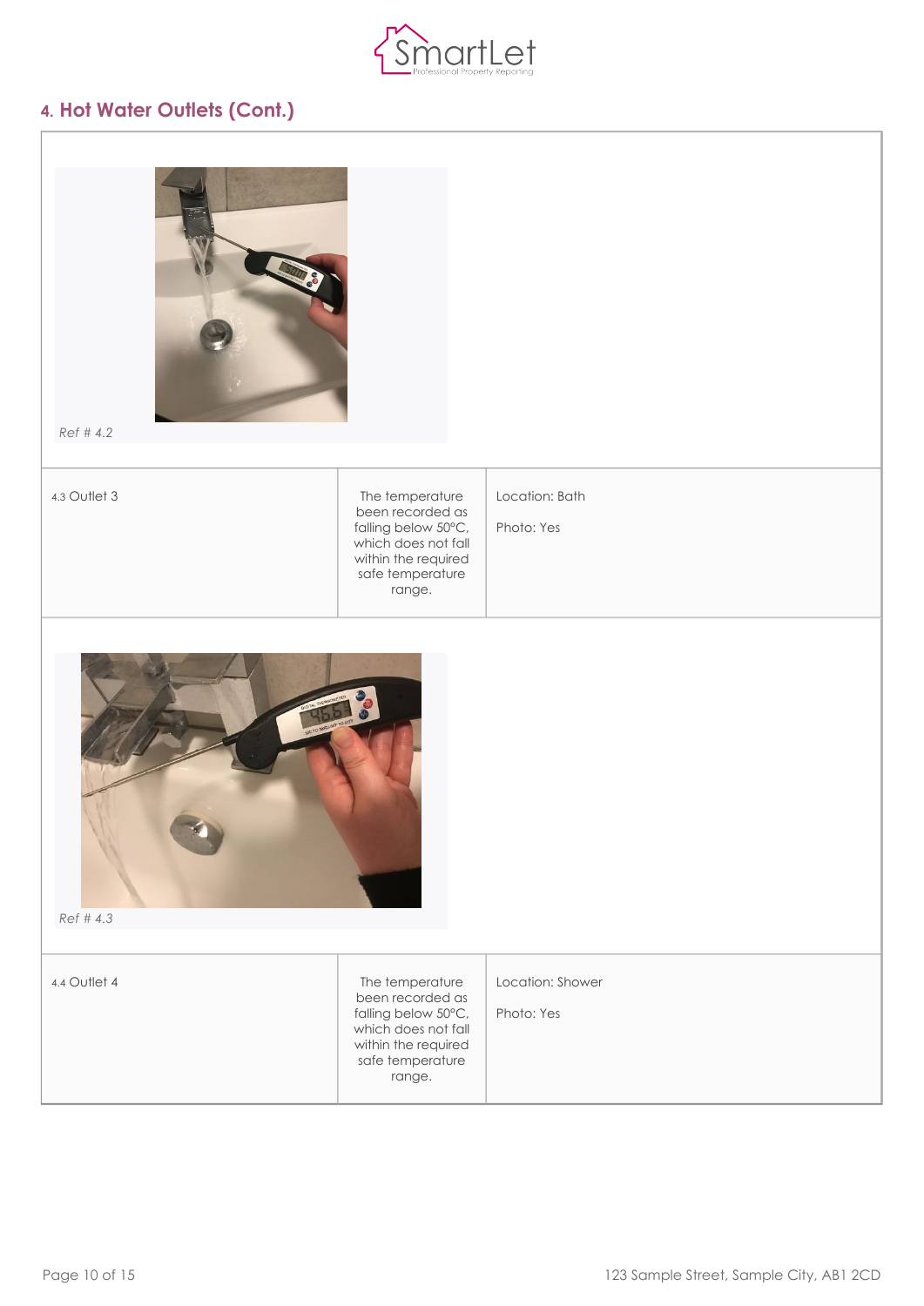## 4. Hot Water Outlets (Cont.)

*Ref # 4.2*

| | | |
|---|---|---|
| 4.3 Outlet 3 | The temperature been recorded as falling below 50°C, which does not fall within the required safe temperature range. | Location: Bath<br><br>Photo: Yes |

*Ref # 4.3*

| | | |
|---|---|---|
| 4.4 Outlet 4 | The temperature been recorded as falling below 50°C, which does not fall within the required safe temperature range. | Location: Shower<br><br>Photo: Yes |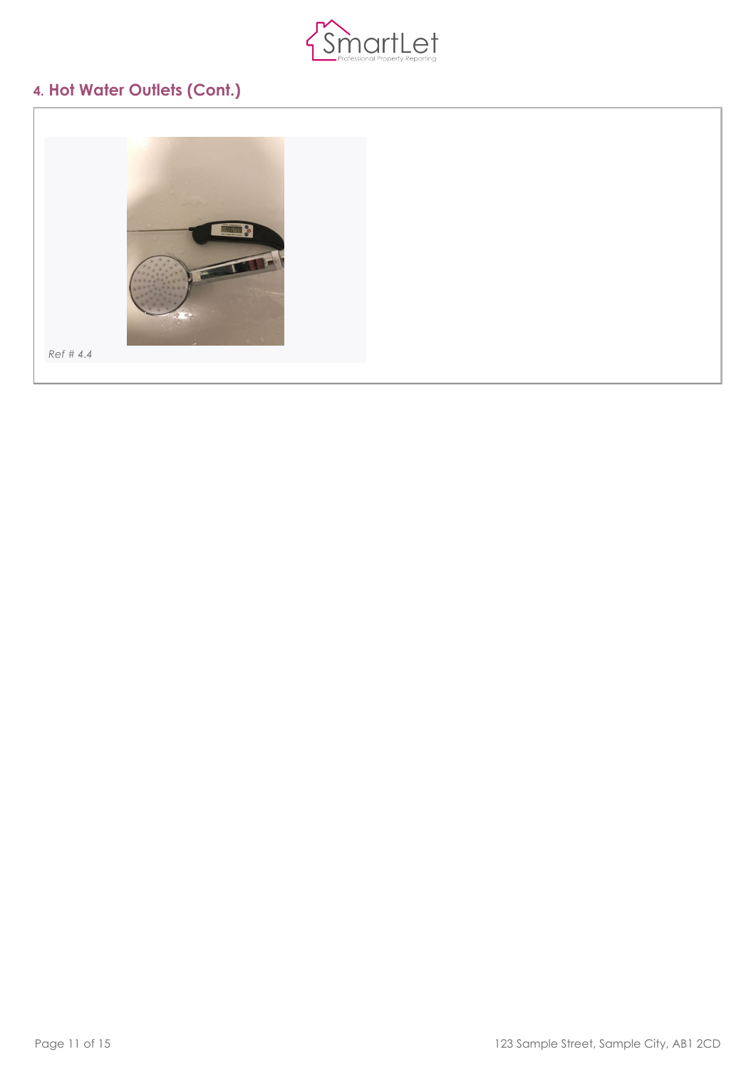## 4. Hot Water Outlets (Cont.)

*Ref # 4.4*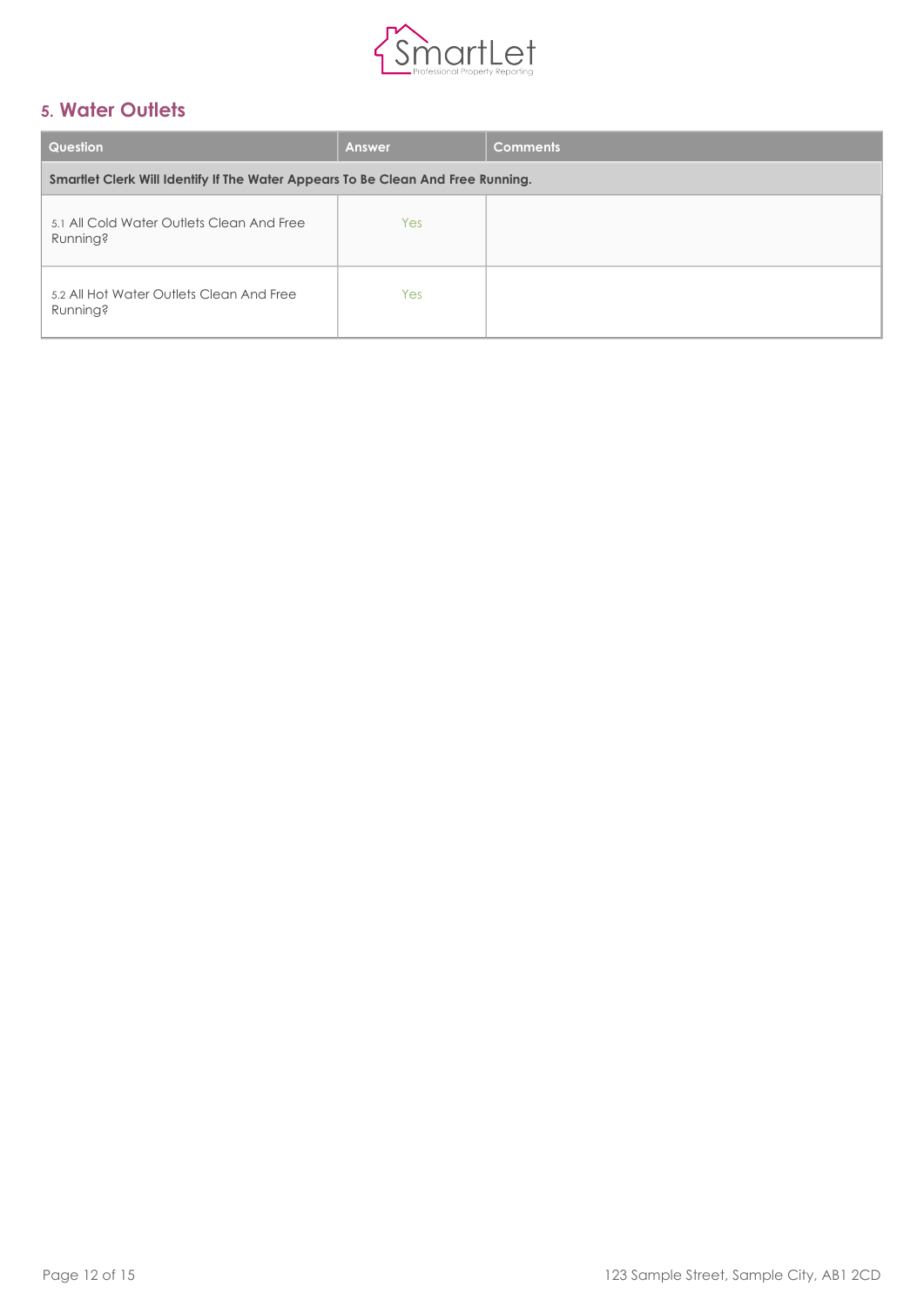## 5. Water Outlets

| Question | Answer | Comments |
|---|---|---|
| **Smartlet Clerk Will Identify If The Water Appears To Be Clean And Free Running.** | | |
| 5.1 All Cold Water Outlets Clean And Free Running? | Yes | |
| 5.2 All Hot Water Outlets Clean And Free Running? | Yes | |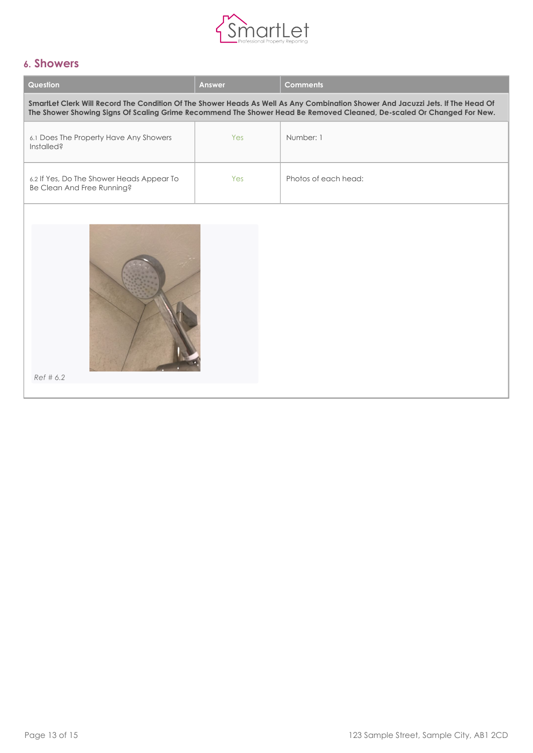## 6. Showers

| Question | Answer | Comments |
|---|---|---|
| **SmartLet Clerk Will Record The Condition Of The Shower Heads As Well As Any Combination Shower And Jacuzzi Jets. If The Head Of The Shower Showing Signs Of Scaling Grime Recommend The Shower Head Be Removed Cleaned, De-scaled Or Changed For New.** | | |
| 6.1 Does The Property Have Any Showers Installed? | Yes | Number: 1 |
| 6.2 If Yes, Do The Shower Heads Appear To Be Clean And Free Running? | Yes | Photos of each head: |

*Ref # 6.2*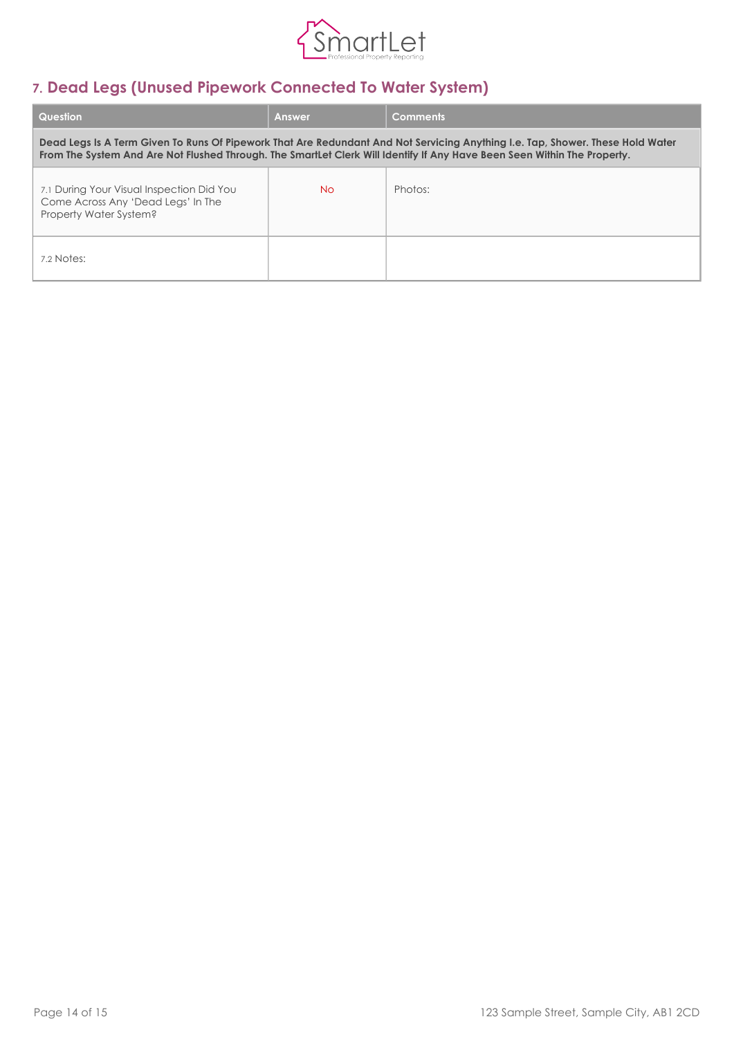## 7. Dead Legs (Unused Pipework Connected To Water System)

| Question | Answer | Comments |
|---|---|---|
| **Dead Legs Is A Term Given To Runs Of Pipework That Are Redundant And Not Servicing Anything I.e. Tap, Shower. These Hold Water From The System And Are Not Flushed Through. The SmartLet Clerk Will Identify If Any Have Been Seen Within The Property.** | | |
| 7.1 During Your Visual Inspection Did You Come Across Any 'Dead Legs' In The Property Water System? | No | Photos: |
| 7.2 Notes: | | |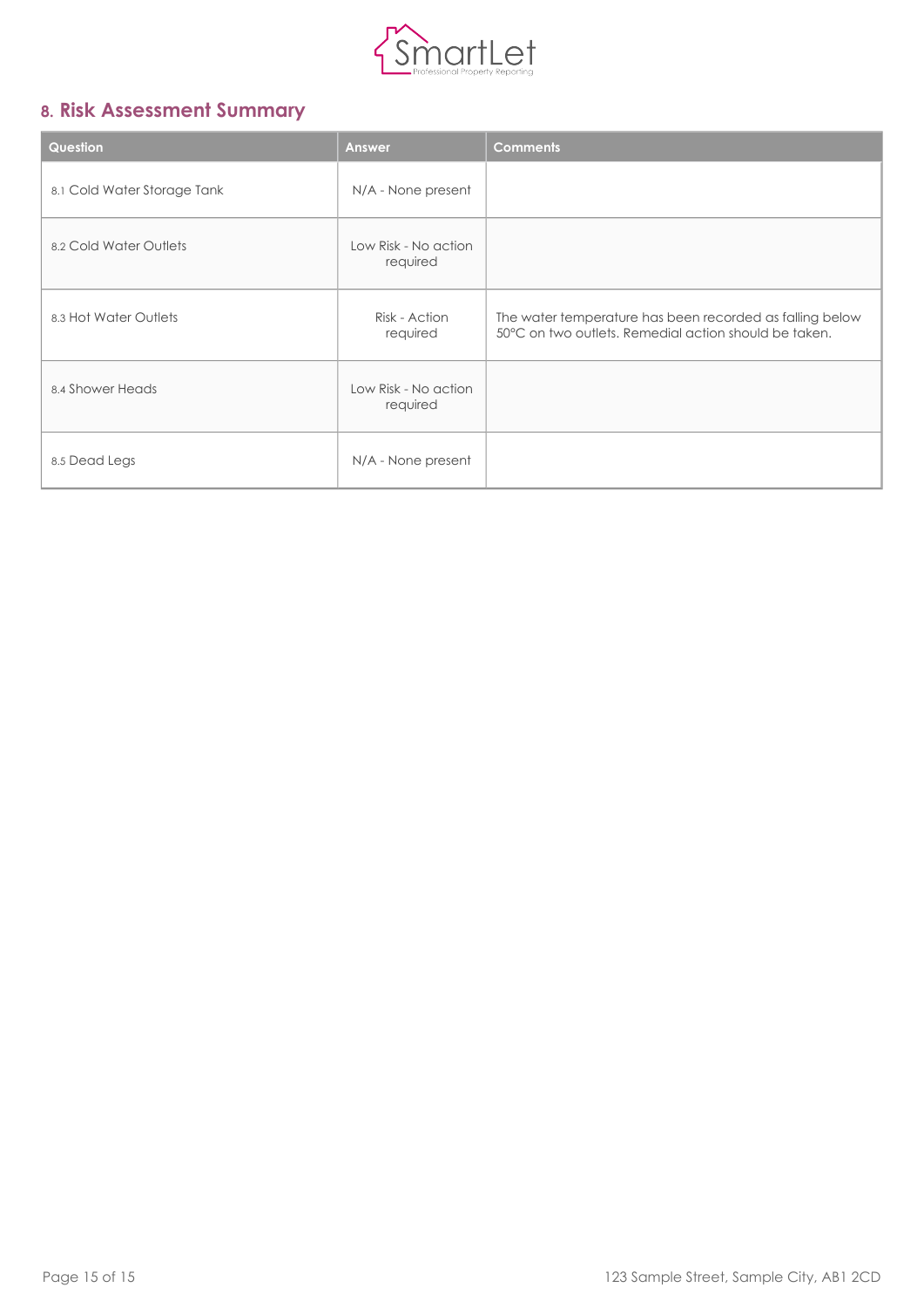## 8. Risk Assessment Summary

| Question | Answer | Comments |
| --- | --- | --- |
| 8.1 Cold Water Storage Tank | N/A - None present | |
| 8.2 Cold Water Outlets | Low Risk - No action required | |
| 8.3 Hot Water Outlets | Risk - Action required | The water temperature has been recorded as falling below 50°C on two outlets. Remedial action should be taken. |
| 8.4 Shower Heads | Low Risk - No action required | |
| 8.5 Dead Legs | N/A - None present | |